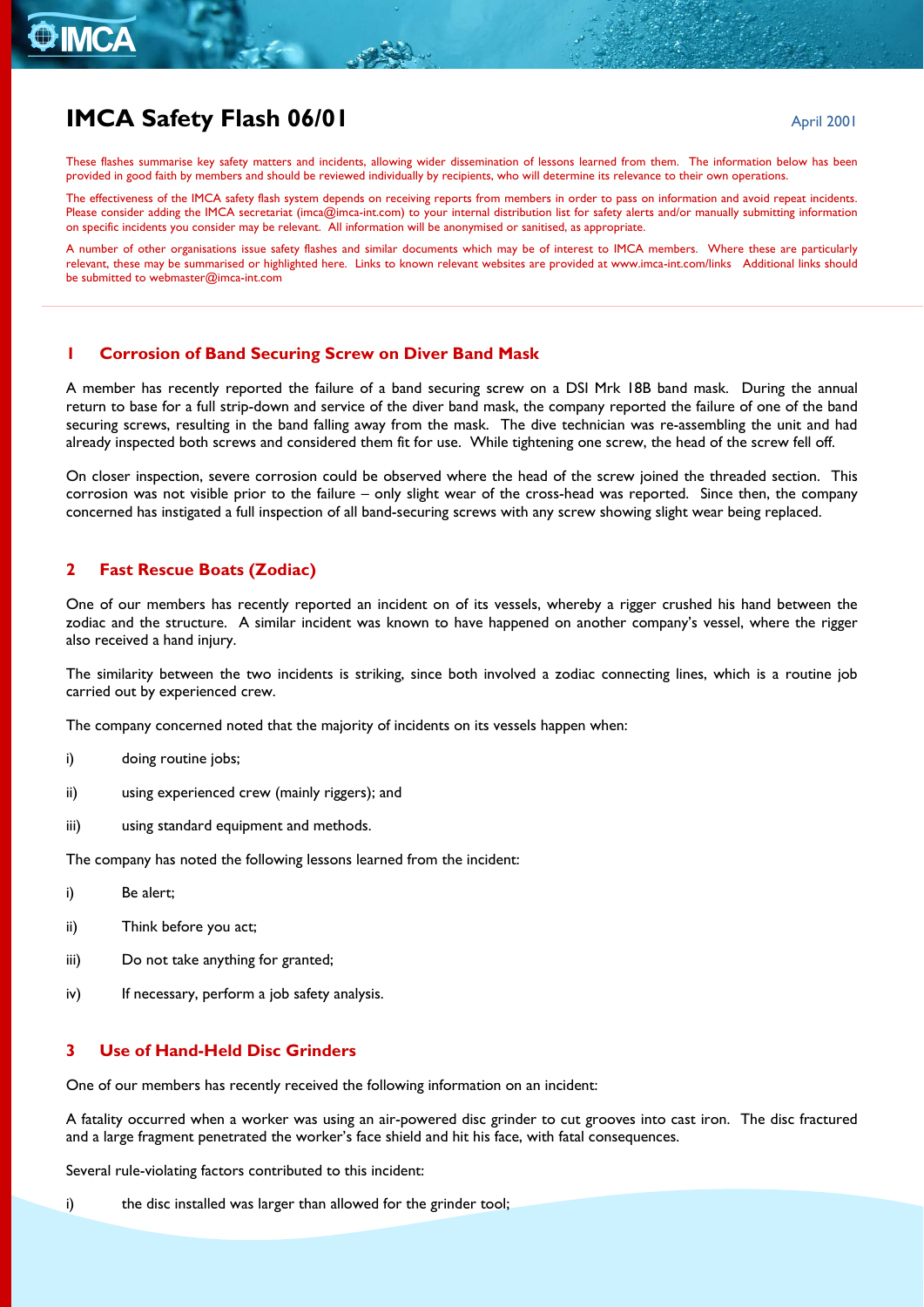# IMCA Safety Flash 06/01

April 2001

These flashes summarise key safety matters and incidents, allowing wider dissemination of lessons learned from them. The information below has been provided in good faith by members and should be reviewed individually by recipients, who will determine its relevance to their own operations.

The effectiveness of the IMCA safety flash system depends on receiving reports from members in order to pass on information and avoid repeat incidents. Please consider adding the IMCA secretariat (imca@imca-int.com) to your internal distribution list for safety alerts and/or manually submitting information on specific incidents you consider may be relevant. All information will be anonymised or sanitised, as appropriate.

A number of other organisations issue safety flashes and similar documents which may be of interest to IMCA members. Where these are particularly relevant, these may be summarised or highlighted here. Links to known relevant websites are provided at www.imca-int.com/links Additional links should be submitted to webmaster@imca-int.com

## 1 Corrosion of Band Securing Screw on Diver Band Mask

A member has recently reported the failure of a band securing screw on a DSI Mrk 18B band mask. During the annual return to base for a full strip-down and service of the diver band mask, the company reported the failure of one of the band securing screws, resulting in the band falling away from the mask. The dive technician was re-assembling the unit and had already inspected both screws and considered them fit for use. While tightening one screw, the head of the screw fell off.

On closer inspection, severe corrosion could be observed where the head of the screw joined the threaded section. This corrosion was not visible prior to the failure – only slight wear of the cross-head was reported. Since then, the company concerned has instigated a full inspection of all band-securing screws with any screw showing slight wear being replaced.

## 2 Fast Rescue Boats (Zodiac)

One of our members has recently reported an incident on of its vessels, whereby a rigger crushed his hand between the zodiac and the structure. A similar incident was known to have happened on another company's vessel, where the rigger also received a hand injury.

The similarity between the two incidents is striking, since both involved a zodiac connecting lines, which is a routine job carried out by experienced crew.

The company concerned noted that the majority of incidents on its vessels happen when:

i) doing routine jobs;

ii) using experienced crew (mainly riggers); and

iii) using standard equipment and methods.

The company has noted the following lessons learned from the incident:

i) Be alert;

ii) Think before you act;

iii) Do not take anything for granted;

iv) If necessary, perform a job safety analysis.

## 3 Use of Hand-Held Disc Grinders

One of our members has recently received the following information on an incident:

A fatality occurred when a worker was using an air-powered disc grinder to cut grooves into cast iron. The disc fractured and a large fragment penetrated the worker's face shield and hit his face, with fatal consequences.

Several rule-violating factors contributed to this incident:

i) the disc installed was larger than allowed for the grinder tool;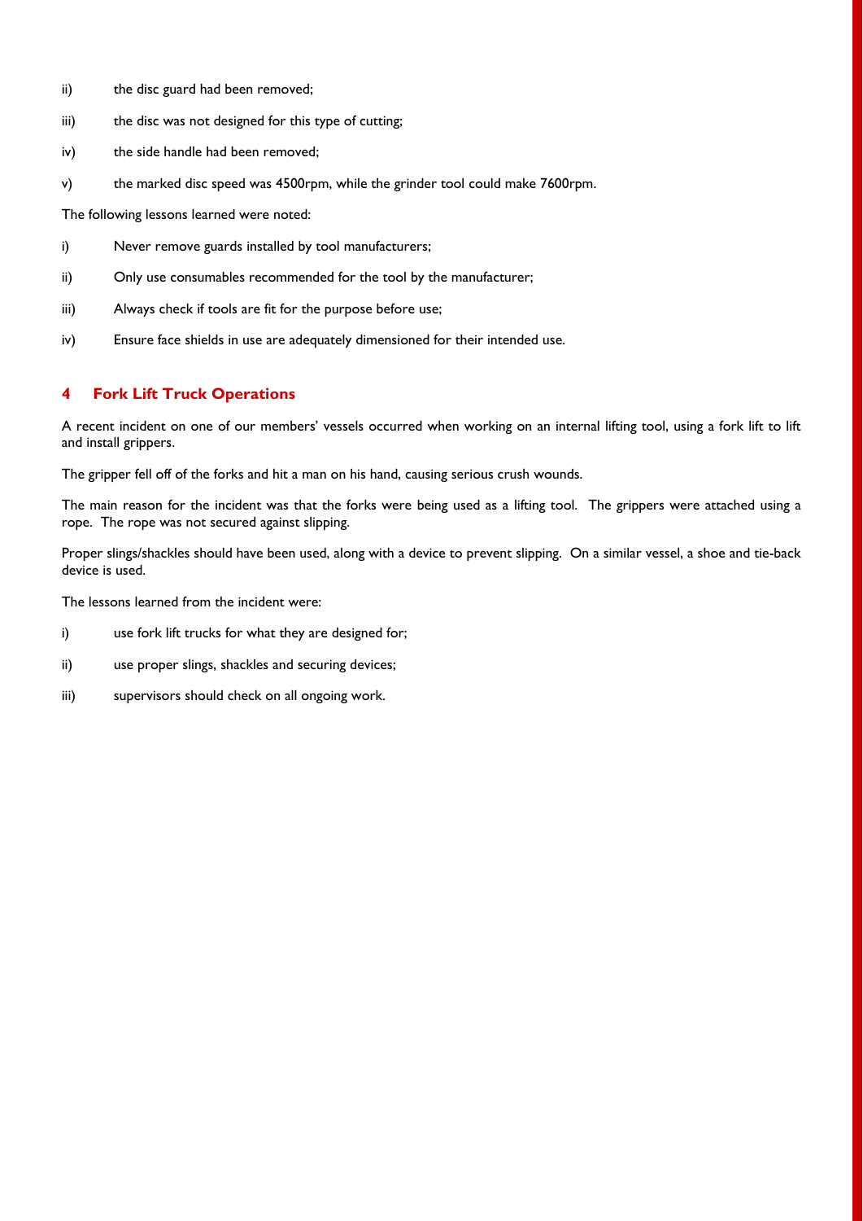ii) the disc guard had been removed;

iii) the disc was not designed for this type of cutting;

iv) the side handle had been removed;

v) the marked disc speed was 4500rpm, while the grinder tool could make 7600rpm.

The following lessons learned were noted:

i) Never remove guards installed by tool manufacturers;

ii) Only use consumables recommended for the tool by the manufacturer;

iii) Always check if tools are fit for the purpose before use;

iv) Ensure face shields in use are adequately dimensioned for their intended use.

## 4 Fork Lift Truck Operations

A recent incident on one of our members' vessels occurred when working on an internal lifting tool, using a fork lift to lift and install grippers.

The gripper fell off of the forks and hit a man on his hand, causing serious crush wounds.

The main reason for the incident was that the forks were being used as a lifting tool. The grippers were attached using a rope. The rope was not secured against slipping.

Proper slings/shackles should have been used, along with a device to prevent slipping. On a similar vessel, a shoe and tie-back device is used.

The lessons learned from the incident were:

i) use fork lift trucks for what they are designed for;

ii) use proper slings, shackles and securing devices;

iii) supervisors should check on all ongoing work.